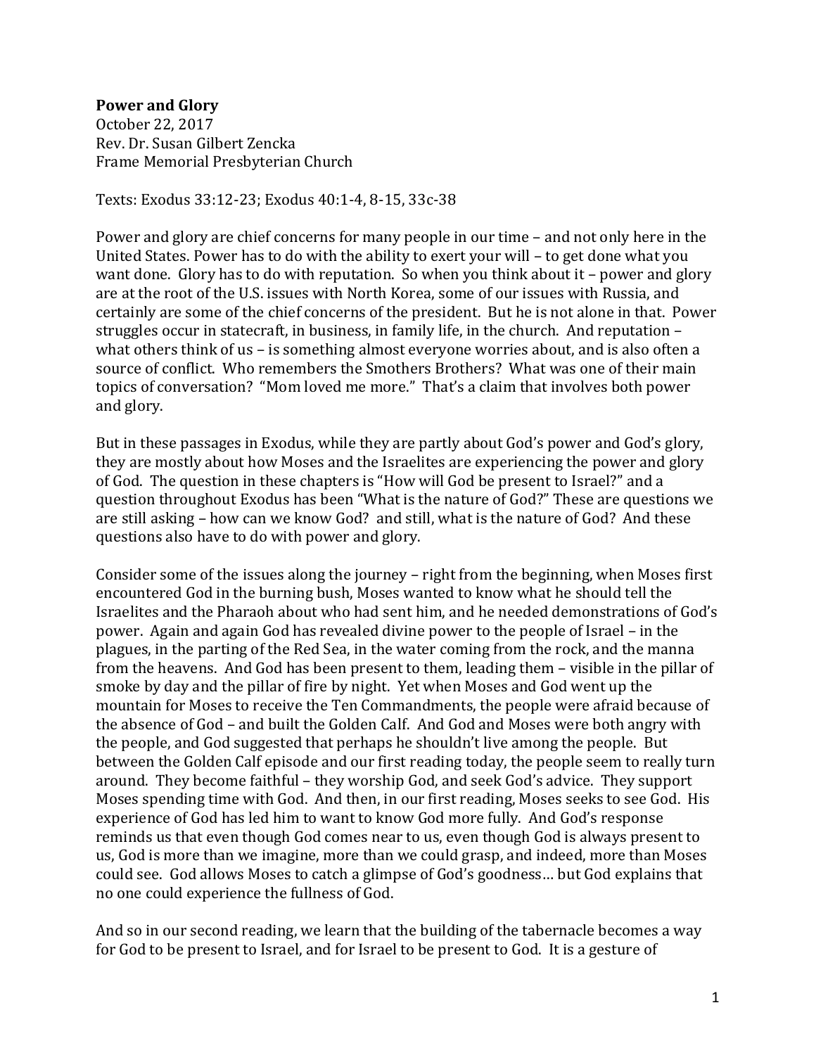**Power and Glory**
October 22, 2017
Rev. Dr. Susan Gilbert Zencka
Frame Memorial Presbyterian Church

Texts: Exodus 33:12-23; Exodus 40:1-4, 8-15, 33c-38

Power and glory are chief concerns for many people in our time – and not only here in the United States. Power has to do with the ability to exert your will – to get done what you want done. Glory has to do with reputation. So when you think about it – power and glory are at the root of the U.S. issues with North Korea, some of our issues with Russia, and certainly are some of the chief concerns of the president. But he is not alone in that. Power struggles occur in statecraft, in business, in family life, in the church. And reputation – what others think of us – is something almost everyone worries about, and is also often a source of conflict. Who remembers the Smothers Brothers? What was one of their main topics of conversation? "Mom loved me more." That's a claim that involves both power and glory.

But in these passages in Exodus, while they are partly about God's power and God's glory, they are mostly about how Moses and the Israelites are experiencing the power and glory of God. The question in these chapters is "How will God be present to Israel?" and a question throughout Exodus has been "What is the nature of God?" These are questions we are still asking – how can we know God? and still, what is the nature of God? And these questions also have to do with power and glory.

Consider some of the issues along the journey – right from the beginning, when Moses first encountered God in the burning bush, Moses wanted to know what he should tell the Israelites and the Pharaoh about who had sent him, and he needed demonstrations of God's power. Again and again God has revealed divine power to the people of Israel – in the plagues, in the parting of the Red Sea, in the water coming from the rock, and the manna from the heavens. And God has been present to them, leading them – visible in the pillar of smoke by day and the pillar of fire by night. Yet when Moses and God went up the mountain for Moses to receive the Ten Commandments, the people were afraid because of the absence of God – and built the Golden Calf. And God and Moses were both angry with the people, and God suggested that perhaps he shouldn't live among the people. But between the Golden Calf episode and our first reading today, the people seem to really turn around. They become faithful – they worship God, and seek God's advice. They support Moses spending time with God. And then, in our first reading, Moses seeks to see God. His experience of God has led him to want to know God more fully. And God's response reminds us that even though God comes near to us, even though God is always present to us, God is more than we imagine, more than we could grasp, and indeed, more than Moses could see. God allows Moses to catch a glimpse of God's goodness… but God explains that no one could experience the fullness of God.

And so in our second reading, we learn that the building of the tabernacle becomes a way for God to be present to Israel, and for Israel to be present to God. It is a gesture of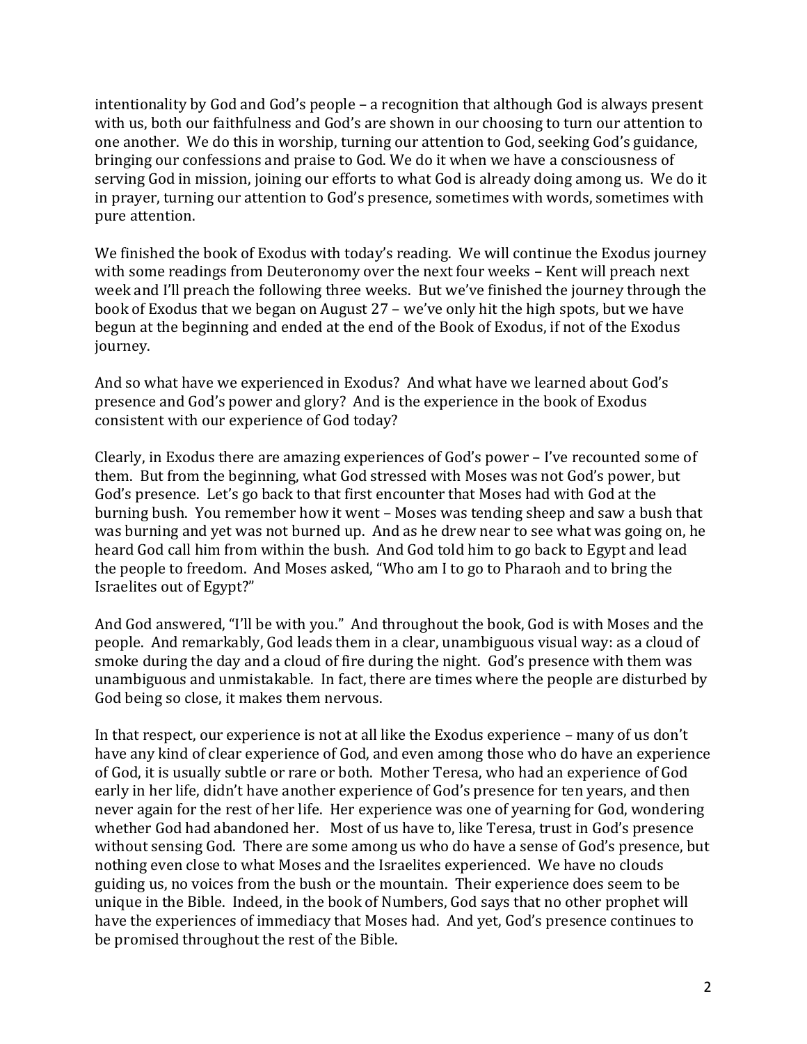intentionality by God and God's people – a recognition that although God is always present with us, both our faithfulness and God's are shown in our choosing to turn our attention to one another. We do this in worship, turning our attention to God, seeking God's guidance, bringing our confessions and praise to God. We do it when we have a consciousness of serving God in mission, joining our efforts to what God is already doing among us. We do it in prayer, turning our attention to God's presence, sometimes with words, sometimes with pure attention.

We finished the book of Exodus with today's reading. We will continue the Exodus journey with some readings from Deuteronomy over the next four weeks – Kent will preach next week and I'll preach the following three weeks. But we've finished the journey through the book of Exodus that we began on August 27 – we've only hit the high spots, but we have begun at the beginning and ended at the end of the Book of Exodus, if not of the Exodus journey.

And so what have we experienced in Exodus? And what have we learned about God's presence and God's power and glory? And is the experience in the book of Exodus consistent with our experience of God today?

Clearly, in Exodus there are amazing experiences of God's power – I've recounted some of them. But from the beginning, what God stressed with Moses was not God's power, but God's presence. Let's go back to that first encounter that Moses had with God at the burning bush. You remember how it went – Moses was tending sheep and saw a bush that was burning and yet was not burned up. And as he drew near to see what was going on, he heard God call him from within the bush. And God told him to go back to Egypt and lead the people to freedom. And Moses asked, "Who am I to go to Pharaoh and to bring the Israelites out of Egypt?"

And God answered, "I'll be with you." And throughout the book, God is with Moses and the people. And remarkably, God leads them in a clear, unambiguous visual way: as a cloud of smoke during the day and a cloud of fire during the night. God's presence with them was unambiguous and unmistakable. In fact, there are times where the people are disturbed by God being so close, it makes them nervous.

In that respect, our experience is not at all like the Exodus experience – many of us don't have any kind of clear experience of God, and even among those who do have an experience of God, it is usually subtle or rare or both. Mother Teresa, who had an experience of God early in her life, didn't have another experience of God's presence for ten years, and then never again for the rest of her life. Her experience was one of yearning for God, wondering whether God had abandoned her. Most of us have to, like Teresa, trust in God's presence without sensing God. There are some among us who do have a sense of God's presence, but nothing even close to what Moses and the Israelites experienced. We have no clouds guiding us, no voices from the bush or the mountain. Their experience does seem to be unique in the Bible. Indeed, in the book of Numbers, God says that no other prophet will have the experiences of immediacy that Moses had. And yet, God's presence continues to be promised throughout the rest of the Bible.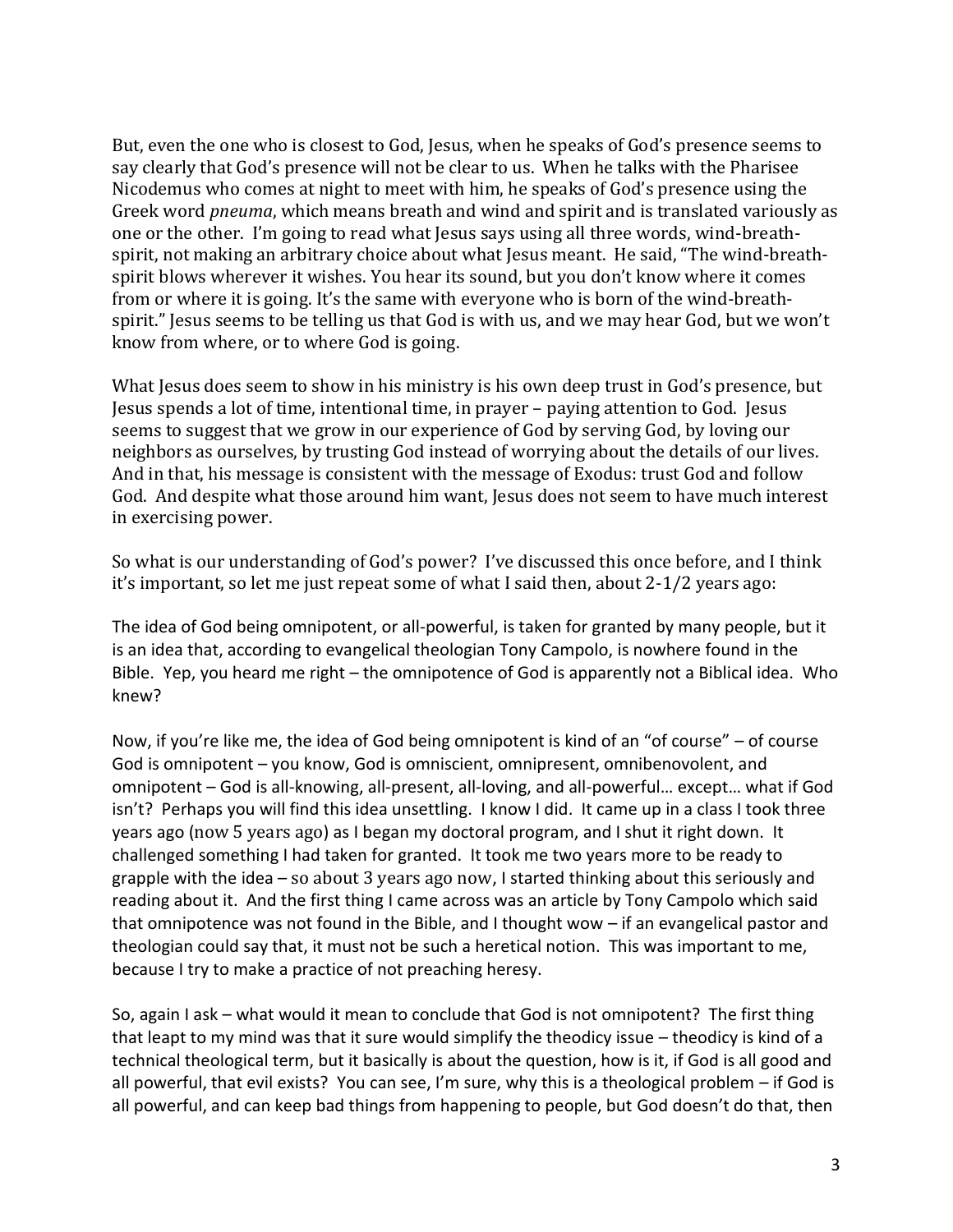But, even the one who is closest to God, Jesus, when he speaks of God's presence seems to say clearly that God's presence will not be clear to us. When he talks with the Pharisee Nicodemus who comes at night to meet with him, he speaks of God's presence using the Greek word *pneuma*, which means breath and wind and spirit and is translated variously as one or the other. I'm going to read what Jesus says using all three words, wind-breath-spirit, not making an arbitrary choice about what Jesus meant. He said, "The wind-breath-spirit blows wherever it wishes. You hear its sound, but you don't know where it comes from or where it is going. It's the same with everyone who is born of the wind-breath-spirit." Jesus seems to be telling us that God is with us, and we may hear God, but we won't know from where, or to where God is going.

What Jesus does seem to show in his ministry is his own deep trust in God's presence, but Jesus spends a lot of time, intentional time, in prayer – paying attention to God. Jesus seems to suggest that we grow in our experience of God by serving God, by loving our neighbors as ourselves, by trusting God instead of worrying about the details of our lives. And in that, his message is consistent with the message of Exodus: trust God and follow God. And despite what those around him want, Jesus does not seem to have much interest in exercising power.

So what is our understanding of God's power? I've discussed this once before, and I think it's important, so let me just repeat some of what I said then, about 2-1/2 years ago:

The idea of God being omnipotent, or all-powerful, is taken for granted by many people, but it is an idea that, according to evangelical theologian Tony Campolo, is nowhere found in the Bible. Yep, you heard me right – the omnipotence of God is apparently not a Biblical idea. Who knew?

Now, if you're like me, the idea of God being omnipotent is kind of an "of course" – of course God is omnipotent – you know, God is omniscient, omnipresent, omnibenovolent, and omnipotent – God is all-knowing, all-present, all-loving, and all-powerful… except… what if God isn't? Perhaps you will find this idea unsettling. I know I did. It came up in a class I took three years ago (now 5 years ago) as I began my doctoral program, and I shut it right down. It challenged something I had taken for granted. It took me two years more to be ready to grapple with the idea – so about 3 years ago now, I started thinking about this seriously and reading about it. And the first thing I came across was an article by Tony Campolo which said that omnipotence was not found in the Bible, and I thought wow – if an evangelical pastor and theologian could say that, it must not be such a heretical notion. This was important to me, because I try to make a practice of not preaching heresy.

So, again I ask – what would it mean to conclude that God is not omnipotent? The first thing that leapt to my mind was that it sure would simplify the theodicy issue – theodicy is kind of a technical theological term, but it basically is about the question, how is it, if God is all good and all powerful, that evil exists? You can see, I'm sure, why this is a theological problem – if God is all powerful, and can keep bad things from happening to people, but God doesn't do that, then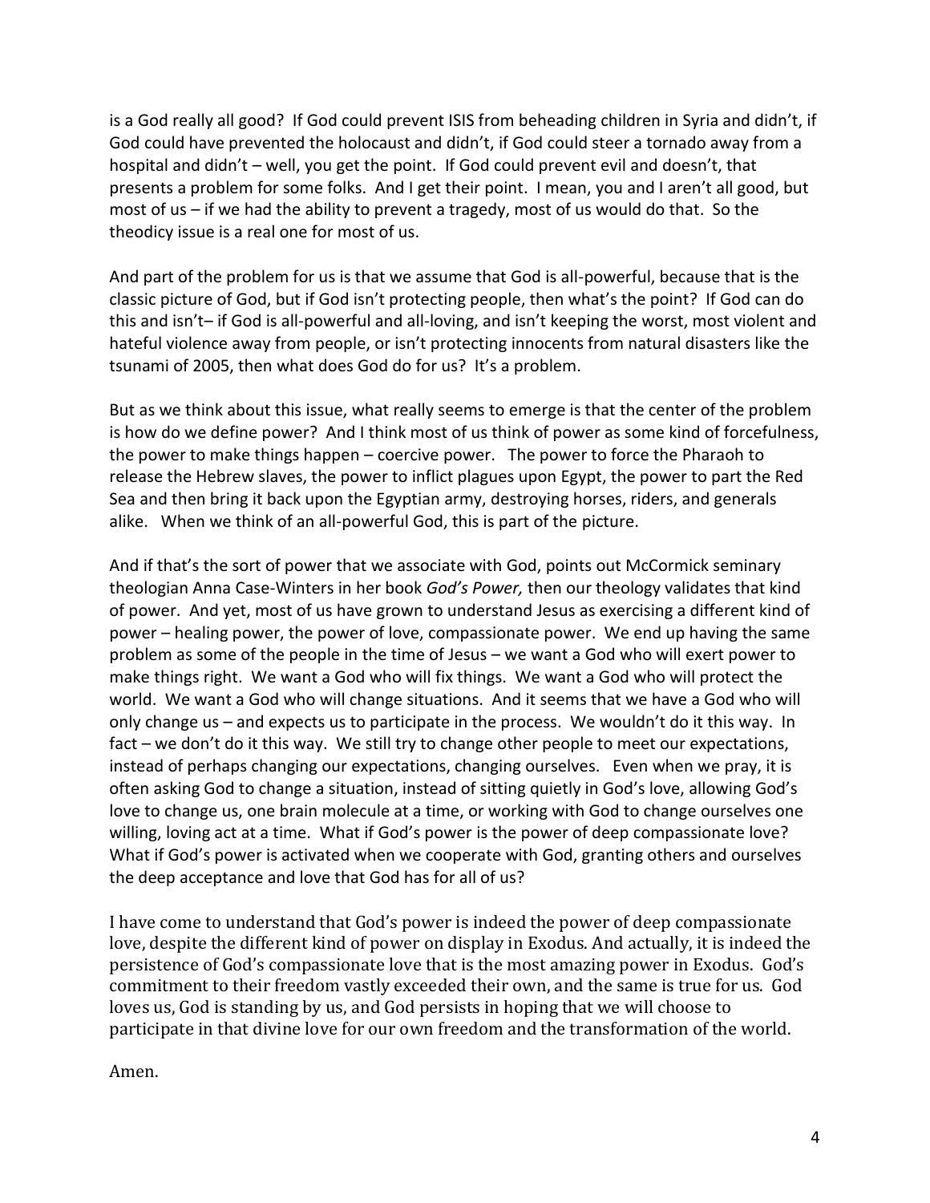is a God really all good? If God could prevent ISIS from beheading children in Syria and didn't, if God could have prevented the holocaust and didn't, if God could steer a tornado away from a hospital and didn't – well, you get the point. If God could prevent evil and doesn't, that presents a problem for some folks. And I get their point. I mean, you and I aren't all good, but most of us – if we had the ability to prevent a tragedy, most of us would do that. So the theodicy issue is a real one for most of us.

And part of the problem for us is that we assume that God is all-powerful, because that is the classic picture of God, but if God isn't protecting people, then what's the point? If God can do this and isn't– if God is all-powerful and all-loving, and isn't keeping the worst, most violent and hateful violence away from people, or isn't protecting innocents from natural disasters like the tsunami of 2005, then what does God do for us? It's a problem.

But as we think about this issue, what really seems to emerge is that the center of the problem is how do we define power? And I think most of us think of power as some kind of forcefulness, the power to make things happen – coercive power. The power to force the Pharaoh to release the Hebrew slaves, the power to inflict plagues upon Egypt, the power to part the Red Sea and then bring it back upon the Egyptian army, destroying horses, riders, and generals alike. When we think of an all-powerful God, this is part of the picture.

And if that's the sort of power that we associate with God, points out McCormick seminary theologian Anna Case-Winters in her book *God's Power,* then our theology validates that kind of power. And yet, most of us have grown to understand Jesus as exercising a different kind of power – healing power, the power of love, compassionate power. We end up having the same problem as some of the people in the time of Jesus – we want a God who will exert power to make things right. We want a God who will fix things. We want a God who will protect the world. We want a God who will change situations. And it seems that we have a God who will only change us – and expects us to participate in the process. We wouldn't do it this way. In fact – we don't do it this way. We still try to change other people to meet our expectations, instead of perhaps changing our expectations, changing ourselves. Even when we pray, it is often asking God to change a situation, instead of sitting quietly in God's love, allowing God's love to change us, one brain molecule at a time, or working with God to change ourselves one willing, loving act at a time. What if God's power is the power of deep compassionate love? What if God's power is activated when we cooperate with God, granting others and ourselves the deep acceptance and love that God has for all of us?

I have come to understand that God's power is indeed the power of deep compassionate love, despite the different kind of power on display in Exodus. And actually, it is indeed the persistence of God's compassionate love that is the most amazing power in Exodus. God's commitment to their freedom vastly exceeded their own, and the same is true for us. God loves us, God is standing by us, and God persists in hoping that we will choose to participate in that divine love for our own freedom and the transformation of the world.

Amen.